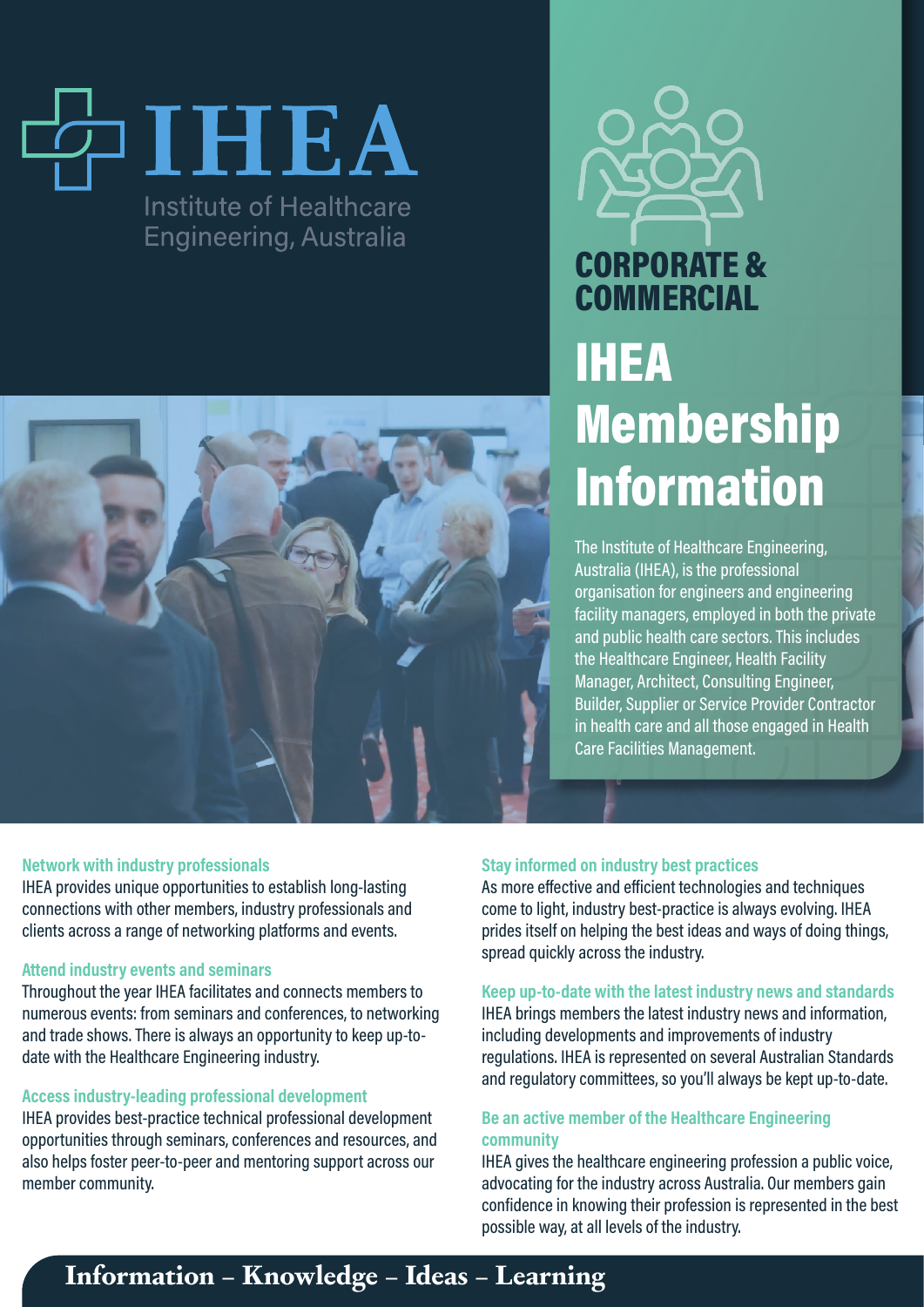# IHEA

Institute of Healthcare Engineering, Australia

## CORPORATE & COMMERCIAL

# IHEA Membership Information

The Institute of Healthcare Engineering, Australia (IHEA), is the professional organisation for engineers and engineering facility managers, employed in both the private and public health care sectors. This includes the Healthcare Engineer, Health Facility Manager, Architect, Consulting Engineer, Builder, Supplier or Service Provider Contractor in health care and all those engaged in Health Care Facilities Management.

### Network with industry professionals

IHEA provides unique opportunities to establish long-lasting connections with other members, industry professionals and clients across a range of networking platforms and events.

### Attend industry events and seminars

Throughout the year IHEA facilitates and connects members to numerous events: from seminars and conferences, to networking and trade shows. There is always an opportunity to keep up-to-date with the Healthcare Engineering industry.

### Access industry-leading professional development

IHEA provides best-practice technical professional development opportunities through seminars, conferences and resources, and also helps foster peer-to-peer and mentoring support across our member community.

### Stay informed on industry best practices

As more effective and efficient technologies and techniques come to light, industry best-practice is always evolving. IHEA prides itself on helping the best ideas and ways of doing things, spread quickly across the industry.

### Keep up-to-date with the latest industry news and standards

IHEA brings members the latest industry news and information, including developments and improvements of industry regulations. IHEA is represented on several Australian Standards and regulatory committees, so you'll always be kept up-to-date.

### Be an active member of the Healthcare Engineering community

IHEA gives the healthcare engineering profession a public voice, advocating for the industry across Australia. Our members gain confidence in knowing their profession is represented in the best possible way, at all levels of the industry.

**Information – Knowledge – Ideas – Learning**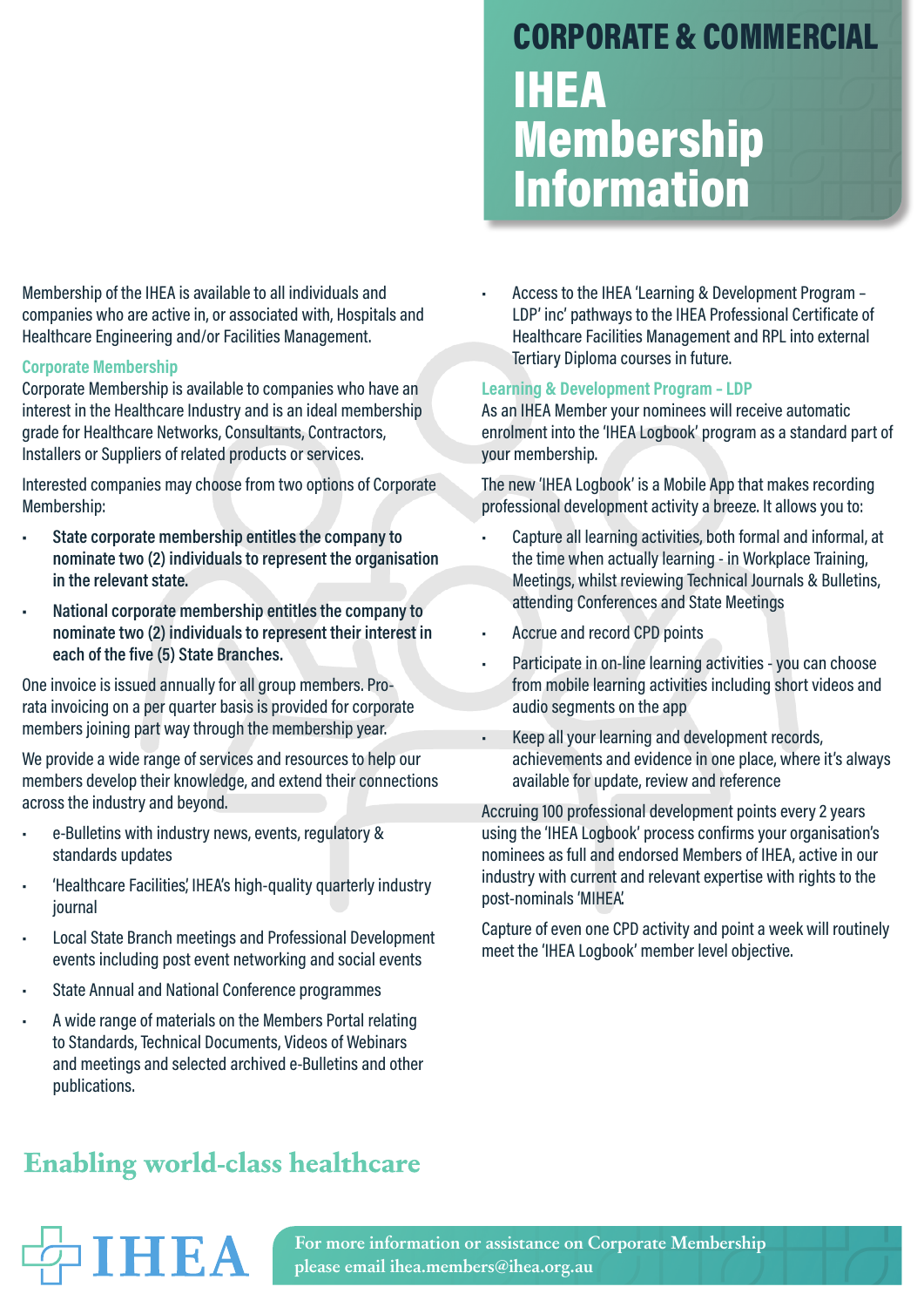# CORPORATE & COMMERCIAL
# IHEA Membership Information

Membership of the IHEA is available to all individuals and companies who are active in, or associated with, Hospitals and Healthcare Engineering and/or Facilities Management.

## Corporate Membership

Corporate Membership is available to companies who have an interest in the Healthcare Industry and is an ideal membership grade for Healthcare Networks, Consultants, Contractors, Installers or Suppliers of related products or services.

Interested companies may choose from two options of Corporate Membership:

- **State corporate membership entitles the company to nominate two (2) individuals to represent the organisation in the relevant state.**
- **National corporate membership entitles the company to nominate two (2) individuals to represent their interest in each of the five (5) State Branches.**

One invoice is issued annually for all group members. Pro-rata invoicing on a per quarter basis is provided for corporate members joining part way through the membership year.

We provide a wide range of services and resources to help our members develop their knowledge, and extend their connections across the industry and beyond.

- e-Bulletins with industry news, events, regulatory & standards updates
- 'Healthcare Facilities', IHEA's high-quality quarterly industry journal
- Local State Branch meetings and Professional Development events including post event networking and social events
- State Annual and National Conference programmes
- A wide range of materials on the Members Portal relating to Standards, Technical Documents, Videos of Webinars and meetings and selected archived e-Bulletins and other publications.
- Access to the IHEA 'Learning & Development Program – LDP' inc' pathways to the IHEA Professional Certificate of Healthcare Facilities Management and RPL into external Tertiary Diploma courses in future.

## Learning & Development Program - LDP

As an IHEA Member your nominees will receive automatic enrolment into the 'IHEA Logbook' program as a standard part of your membership.

The new 'IHEA Logbook' is a Mobile App that makes recording professional development activity a breeze. It allows you to:

- Capture all learning activities, both formal and informal, at the time when actually learning - in Workplace Training, Meetings, whilst reviewing Technical Journals & Bulletins, attending Conferences and State Meetings
- Accrue and record CPD points
- Participate in on-line learning activities - you can choose from mobile learning activities including short videos and audio segments on the app
- Keep all your learning and development records, achievements and evidence in one place, where it's always available for update, review and reference

Accruing 100 professional development points every 2 years using the 'IHEA Logbook' process confirms your organisation's nominees as full and endorsed Members of IHEA, active in our industry with current and relevant expertise with rights to the post-nominals 'MIHEA'.

Capture of even one CPD activity and point a week will routinely meet the 'IHEA Logbook' member level objective.

**Enabling world-class healthcare**

IHEA

**For more information or assistance on Corporate Membership please email ihea.members@ihea.org.au**